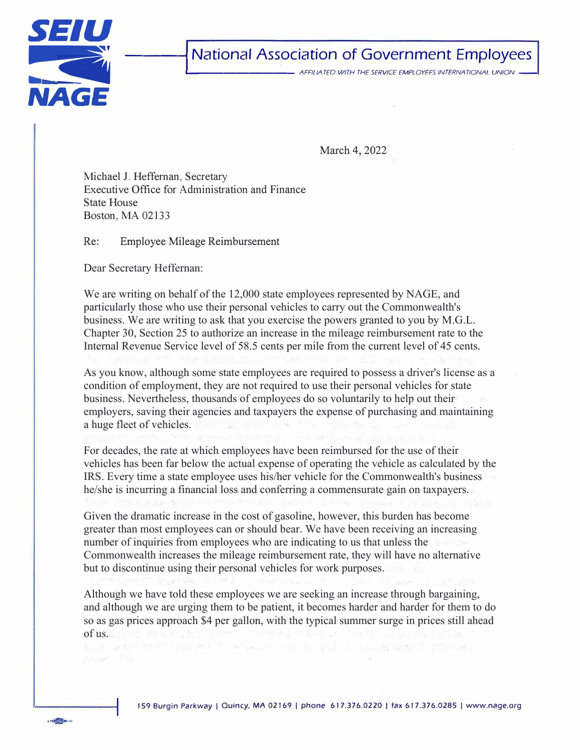SEIU NAGE

National Association of Government Employees

AFFILIATED WITH THE SERVICE EMPLOYEES INTERNATIONAL UNION

March 4, 2022

Michael J. Heffernan, Secretary
Executive Office for Administration and Finance
State House
Boston, MA 02133

Re: Employee Mileage Reimbursement

Dear Secretary Heffernan:

We are writing on behalf of the 12,000 state employees represented by NAGE, and particularly those who use their personal vehicles to carry out the Commonwealth's business. We are writing to ask that you exercise the powers granted to you by M.G.L. Chapter 30, Section 25 to authorize an increase in the mileage reimbursement rate to the Internal Revenue Service level of 58.5 cents per mile from the current level of 45 cents.

As you know, although some state employees are required to possess a driver's license as a condition of employment, they are not required to use their personal vehicles for state business. Nevertheless, thousands of employees do so voluntarily to help out their employers, saving their agencies and taxpayers the expense of purchasing and maintaining a huge fleet of vehicles.

For decades, the rate at which employees have been reimbursed for the use of their vehicles has been far below the actual expense of operating the vehicle as calculated by the IRS. Every time a state employee uses his/her vehicle for the Commonwealth's business he/she is incurring a financial loss and conferring a commensurate gain on taxpayers.

Given the dramatic increase in the cost of gasoline, however, this burden has become greater than most employees can or should bear. We have been receiving an increasing number of inquiries from employees who are indicating to us that unless the Commonwealth increases the mileage reimbursement rate, they will have no alternative but to discontinue using their personal vehicles for work purposes.

Although we have told these employees we are seeking an increase through bargaining, and although we are urging them to be patient, it becomes harder and harder for them to do so as gas prices approach $4 per gallon, with the typical summer surge in prices still ahead of us.

159 Burgin Parkway | Quincy, MA 02169 | phone 617.376.0220 | fax 617.376.0285 | www.nage.org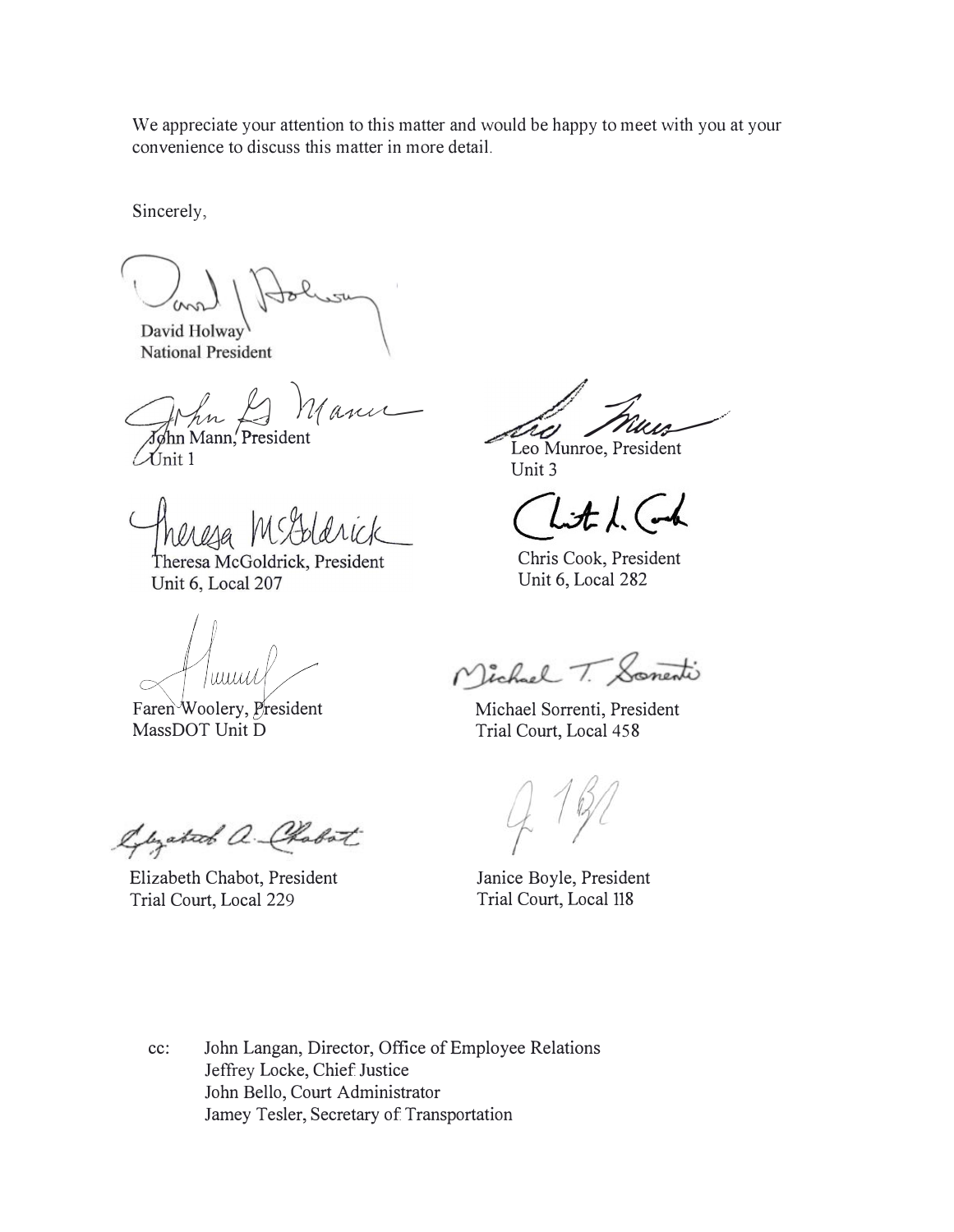We appreciate your attention to this matter and would be happy to meet with you at your convenience to discuss this matter in more detail.

Sincerely,

David Holway
National President

John Mann, President
Unit 1

Leo Munroe, President
Unit 3

Theresa McGoldrick, President
Unit 6, Local 207

Chris Cook, President
Unit 6, Local 282

Faren Woolery, President
MassDOT Unit D

Michael Sorrenti, President
Trial Court, Local 458

Elizabeth Chabot, President
Trial Court, Local 229

Janice Boyle, President
Trial Court, Local 118

cc: John Langan, Director, Office of Employee Relations
Jeffrey Locke, Chief Justice
John Bello, Court Administrator
Jamey Tesler, Secretary of Transportation